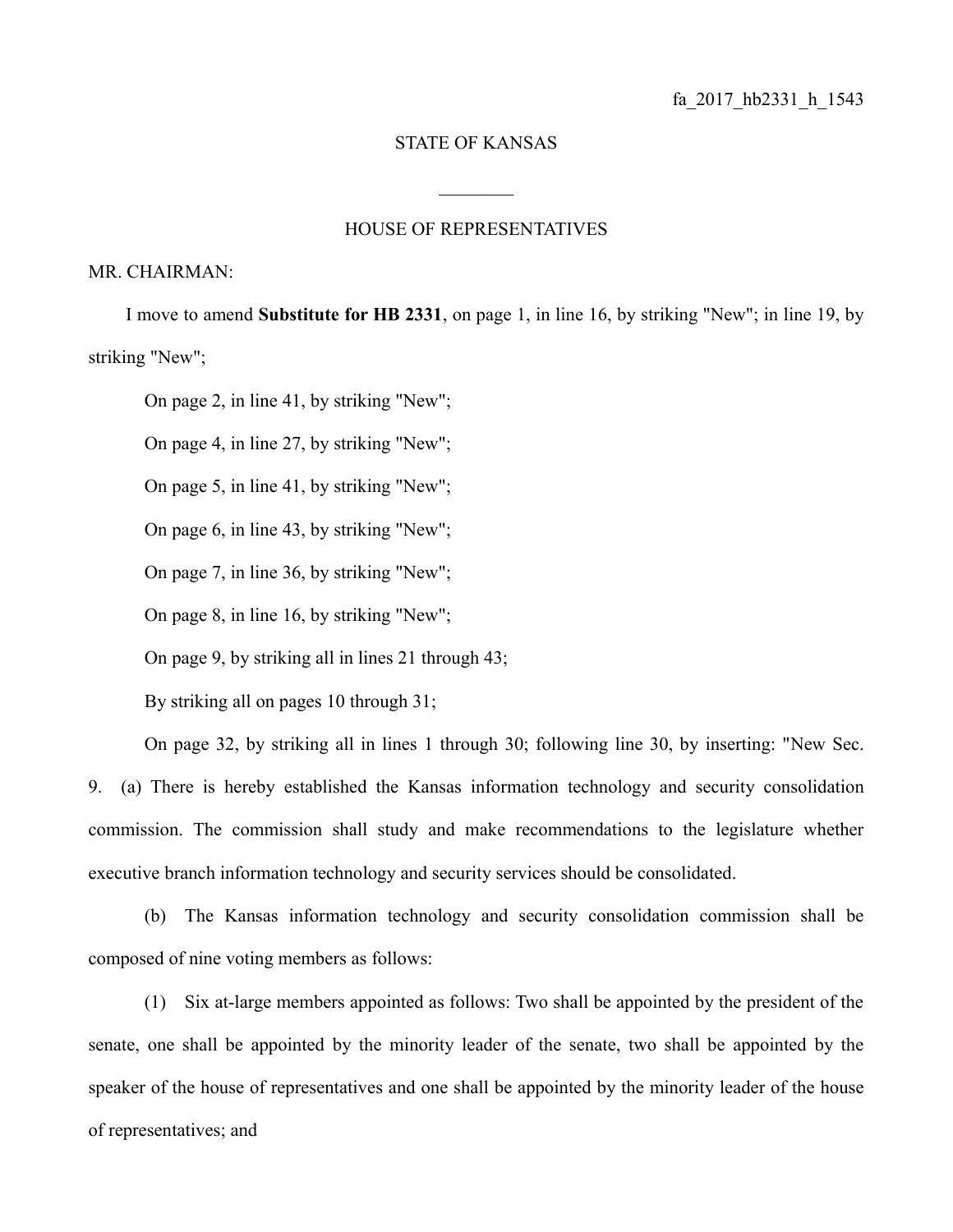fa_2017_hb2331_h_1543

STATE OF KANSAS

________

HOUSE OF REPRESENTATIVES

MR. CHAIRMAN:

I move to amend **Substitute for HB 2331**, on page 1, in line 16, by striking "New"; in line 19, by striking "New";

On page 2, in line 41, by striking "New";

On page 4, in line 27, by striking "New";

On page 5, in line 41, by striking "New";

On page 6, in line 43, by striking "New";

On page 7, in line 36, by striking "New";

On page 8, in line 16, by striking "New";

On page 9, by striking all in lines 21 through 43;

By striking all on pages 10 through 31;

On page 32, by striking all in lines 1 through 30; following line 30, by inserting: "New Sec. 9. (a) There is hereby established the Kansas information technology and security consolidation commission. The commission shall study and make recommendations to the legislature whether executive branch information technology and security services should be consolidated.

(b) The Kansas information technology and security consolidation commission shall be composed of nine voting members as follows:

(1) Six at-large members appointed as follows: Two shall be appointed by the president of the senate, one shall be appointed by the minority leader of the senate, two shall be appointed by the speaker of the house of representatives and one shall be appointed by the minority leader of the house of representatives; and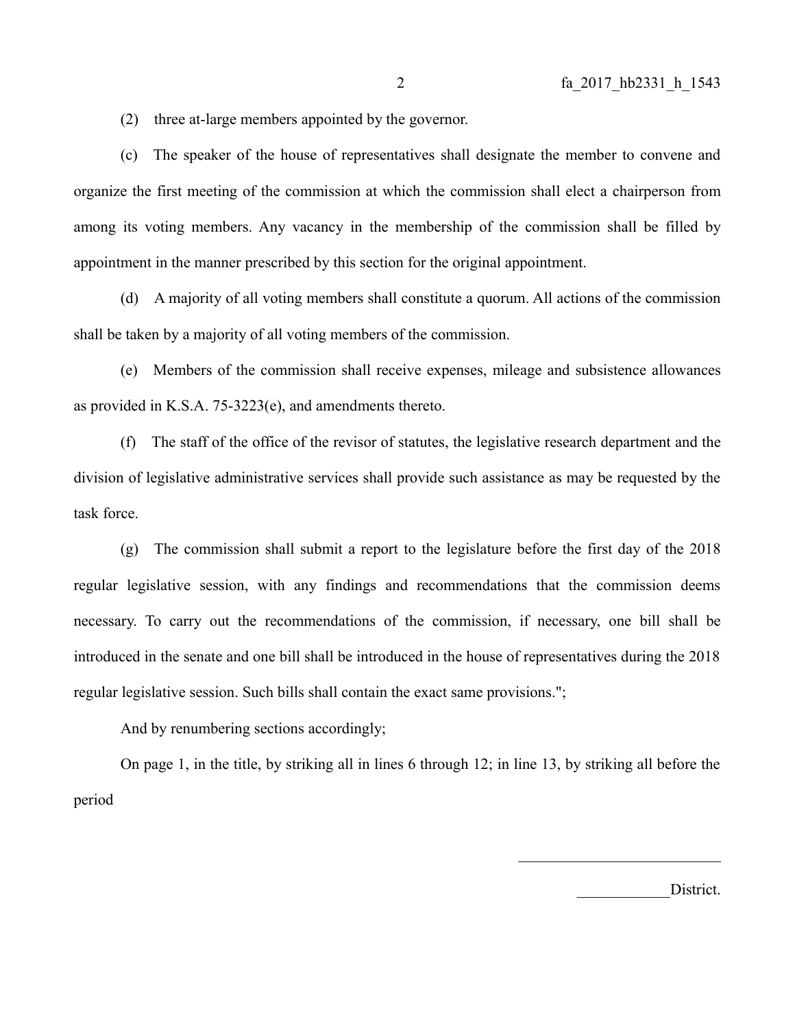(2) three at-large members appointed by the governor.

(c) The speaker of the house of representatives shall designate the member to convene and organize the first meeting of the commission at which the commission shall elect a chairperson from among its voting members. Any vacancy in the membership of the commission shall be filled by appointment in the manner prescribed by this section for the original appointment.

(d) A majority of all voting members shall constitute a quorum. All actions of the commission shall be taken by a majority of all voting members of the commission.

(e) Members of the commission shall receive expenses, mileage and subsistence allowances as provided in K.S.A. 75-3223(e), and amendments thereto.

(f) The staff of the office of the revisor of statutes, the legislative research department and the division of legislative administrative services shall provide such assistance as may be requested by the task force.

(g) The commission shall submit a report to the legislature before the first day of the 2018 regular legislative session, with any findings and recommendations that the commission deems necessary. To carry out the recommendations of the commission, if necessary, one bill shall be introduced in the senate and one bill shall be introduced in the house of representatives during the 2018 regular legislative session. Such bills shall contain the exact same provisions.";

And by renumbering sections accordingly;

On page 1, in the title, by striking all in lines 6 through 12; in line 13, by striking all before the period

___________________________

____________District.